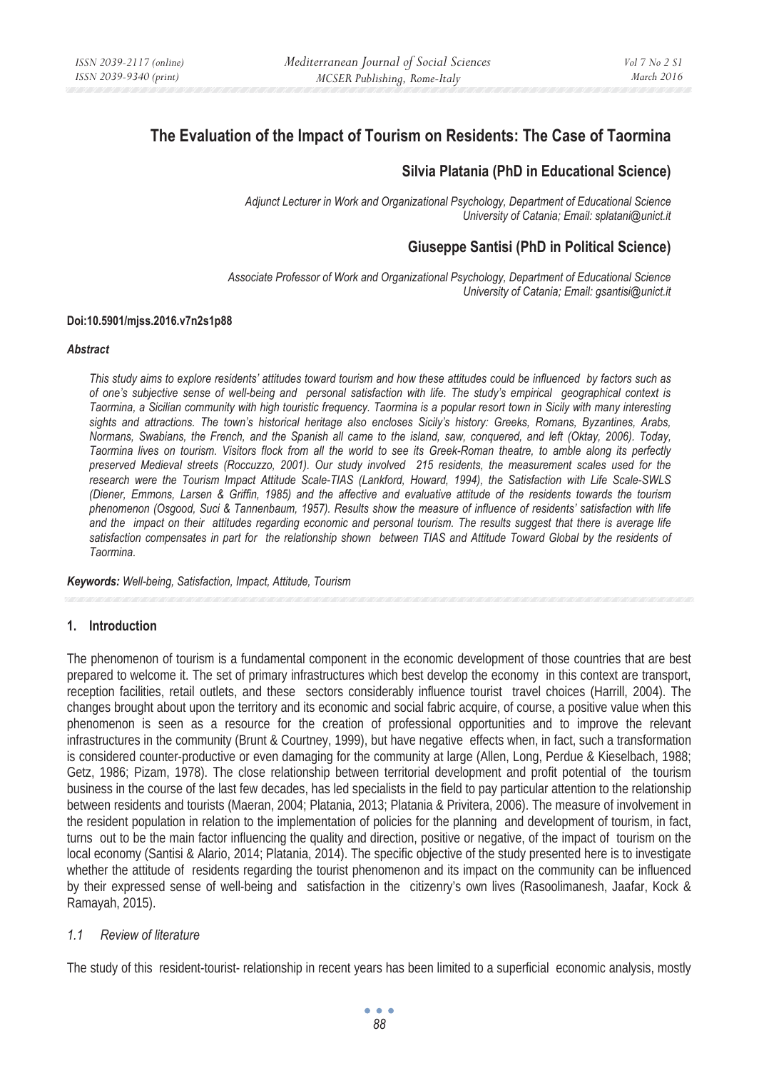# The Evaluation of the Impact of Tourism on Residents: The Case of Taormina

## Silvia Platania (PhD in Educational Science)

*Adjunct Lecturer in Work and Organizational Psychology, Department of Educational Science University of Catania; Email: splatani@unict.it*

## Giuseppe Santisi (PhD in Political Science)

*Associate Professor of Work and Organizational Psychology, Department of Educational Science University of Catania; Email: gsantisi@unict.it*

**Doi:10.5901/mjss.2016.v7n2s1p88**

***Abstract***

*This study aims to explore residents' attitudes toward tourism and how these attitudes could be influenced by factors such as of one's subjective sense of well-being and personal satisfaction with life. The study's empirical geographical context is Taormina, a Sicilian community with high touristic frequency. Taormina is a popular resort town in Sicily with many interesting sights and attractions. The town's historical heritage also encloses Sicily's history: Greeks, Romans, Byzantines, Arabs, Normans, Swabians, the French, and the Spanish all came to the island, saw, conquered, and left (Oktay, 2006). Today, Taormina lives on tourism. Visitors flock from all the world to see its Greek-Roman theatre, to amble along its perfectly preserved Medieval streets (Roccuzzo, 2001). Our study involved 215 residents, the measurement scales used for the research were the Tourism Impact Attitude Scale-TIAS (Lankford, Howard, 1994), the Satisfaction with Life Scale-SWLS (Diener, Emmons, Larsen & Griffin, 1985) and the affective and evaluative attitude of the residents towards the tourism phenomenon (Osgood, Suci & Tannenbaum, 1957). Results show the measure of influence of residents' satisfaction with life and the impact on their attitudes regarding economic and personal tourism. The results suggest that there is average life satisfaction compensates in part for the relationship shown between TIAS and Attitude Toward Global by the residents of Taormina.*

***Keywords:*** *Well-being, Satisfaction, Impact, Attitude, Tourism*

## 1. Introduction

The phenomenon of tourism is a fundamental component in the economic development of those countries that are best prepared to welcome it. The set of primary infrastructures which best develop the economy in this context are transport, reception facilities, retail outlets, and these sectors considerably influence tourist travel choices (Harrill, 2004). The changes brought about upon the territory and its economic and social fabric acquire, of course, a positive value when this phenomenon is seen as a resource for the creation of professional opportunities and to improve the relevant infrastructures in the community (Brunt & Courtney, 1999), but have negative effects when, in fact, such a transformation is considered counter-productive or even damaging for the community at large (Allen, Long, Perdue & Kieselbach, 1988; Getz, 1986; Pizam, 1978). The close relationship between territorial development and profit potential of the tourism business in the course of the last few decades, has led specialists in the field to pay particular attention to the relationship between residents and tourists (Maeran, 2004; Platania, 2013; Platania & Privitera, 2006). The measure of involvement in the resident population in relation to the implementation of policies for the planning and development of tourism, in fact, turns out to be the main factor influencing the quality and direction, positive or negative, of the impact of tourism on the local economy (Santisi & Alario, 2014; Platania, 2014). The specific objective of the study presented here is to investigate whether the attitude of residents regarding the tourist phenomenon and its impact on the community can be influenced by their expressed sense of well-being and satisfaction in the citizenry's own lives (Rasoolimanesh, Jaafar, Kock & Ramayah, 2015).

### *1.1 Review of literature*

The study of this resident-tourist- relationship in recent years has been limited to a superficial economic analysis, mostly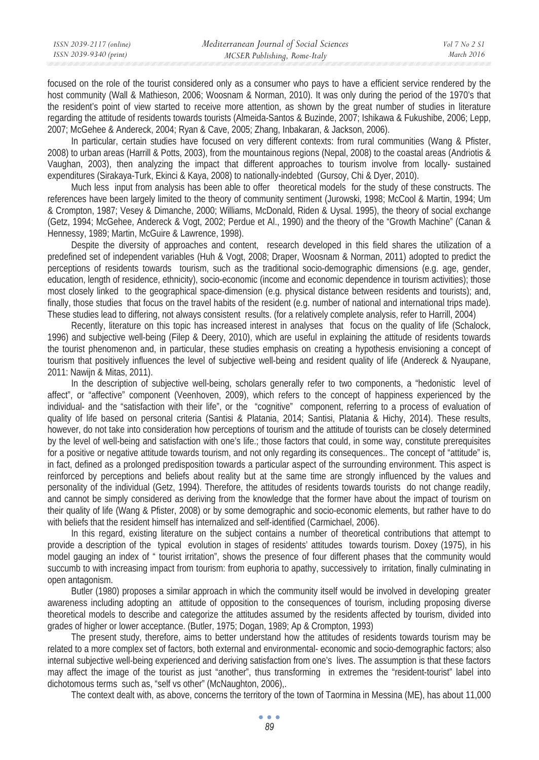focused on the role of the tourist considered only as a consumer who pays to have a efficient service rendered by the host community (Wall & Mathieson, 2006; Woosnam & Norman, 2010). It was only during the period of the 1970's that the resident's point of view started to receive more attention, as shown by the great number of studies in literature regarding the attitude of residents towards tourists (Almeida-Santos & Buzinde, 2007; Ishikawa & Fukushibe, 2006; Lepp, 2007; McGehee & Andereck, 2004; Ryan & Cave, 2005; Zhang, Inbakaran, & Jackson, 2006).

In particular, certain studies have focused on very different contexts: from rural communities (Wang & Pfister, 2008) to urban areas (Harrill & Potts, 2003), from the mountainous regions (Nepal, 2008) to the coastal areas (Andriotis & Vaughan, 2003), then analyzing the impact that different approaches to tourism involve from locally- sustained expenditures (Sirakaya-Turk, Ekinci & Kaya, 2008) to nationally-indebted (Gursoy, Chi & Dyer, 2010).

Much less input from analysis has been able to offer theoretical models for the study of these constructs. The references have been largely limited to the theory of community sentiment (Jurowski, 1998; McCool & Martin, 1994; Um & Crompton, 1987; Vesey & Dimanche, 2000; Williams, McDonald, Riden & Uysal. 1995), the theory of social exchange (Getz, 1994; McGehee, Andereck & Vogt, 2002; Perdue et Al., 1990) and the theory of the "Growth Machine" (Canan & Hennessy, 1989; Martin, McGuire & Lawrence, 1998).

Despite the diversity of approaches and content, research developed in this field shares the utilization of a predefined set of independent variables (Huh & Vogt, 2008; Draper, Woosnam & Norman, 2011) adopted to predict the perceptions of residents towards tourism, such as the traditional socio-demographic dimensions (e.g. age, gender, education, length of residence, ethnicity), socio-economic (income and economic dependence in tourism activities); those most closely linked to the geographical space-dimension (e.g. physical distance between residents and tourists); and, finally, those studies that focus on the travel habits of the resident (e.g. number of national and international trips made). These studies lead to differing, not always consistent results. (for a relatively complete analysis, refer to Harrill, 2004)

Recently, literature on this topic has increased interest in analyses that focus on the quality of life (Schalock, 1996) and subjective well-being (Filep & Deery, 2010), which are useful in explaining the attitude of residents towards the tourist phenomenon and, in particular, these studies emphasis on creating a hypothesis envisioning a concept of tourism that positively influences the level of subjective well-being and resident quality of life (Andereck & Nyaupane, 2011: Nawijn & Mitas, 2011).

In the description of subjective well-being, scholars generally refer to two components, a "hedonistic level of affect", or "affective" component (Veenhoven, 2009), which refers to the concept of happiness experienced by the individual- and the "satisfaction with their life", or the "cognitive" component, referring to a process of evaluation of quality of life based on personal criteria (Santisi & Platania, 2014; Santisi, Platania & Hichy, 2014). These results, however, do not take into consideration how perceptions of tourism and the attitude of tourists can be closely determined by the level of well-being and satisfaction with one's life.; those factors that could, in some way, constitute prerequisites for a positive or negative attitude towards tourism, and not only regarding its consequences.. The concept of "attitude" is, in fact, defined as a prolonged predisposition towards a particular aspect of the surrounding environment. This aspect is reinforced by perceptions and beliefs about reality but at the same time are strongly influenced by the values and personality of the individual (Getz, 1994). Therefore, the attitudes of residents towards tourists do not change readily, and cannot be simply considered as deriving from the knowledge that the former have about the impact of tourism on their quality of life (Wang & Pfister, 2008) or by some demographic and socio-economic elements, but rather have to do with beliefs that the resident himself has internalized and self-identified (Carmichael, 2006).

In this regard, existing literature on the subject contains a number of theoretical contributions that attempt to provide a description of the typical evolution in stages of residents' attitudes towards tourism. Doxey (1975), in his model gauging an index of " tourist irritation", shows the presence of four different phases that the community would succumb to with increasing impact from tourism: from euphoria to apathy, successively to irritation, finally culminating in open antagonism.

Butler (1980) proposes a similar approach in which the community itself would be involved in developing greater awareness including adopting an attitude of opposition to the consequences of tourism, including proposing diverse theoretical models to describe and categorize the attitudes assumed by the residents affected by tourism, divided into grades of higher or lower acceptance. (Butler, 1975; Dogan, 1989; Ap & Crompton, 1993)

The present study, therefore, aims to better understand how the attitudes of residents towards tourism may be related to a more complex set of factors, both external and environmental- economic and socio-demographic factors; also internal subjective well-being experienced and deriving satisfaction from one's lives. The assumption is that these factors may affect the image of the tourist as just "another", thus transforming in extremes the "resident-tourist" label into dichotomous terms such as, "self vs other" (McNaughton, 2006),.

The context dealt with, as above, concerns the territory of the town of Taormina in Messina (ME), has about 11,000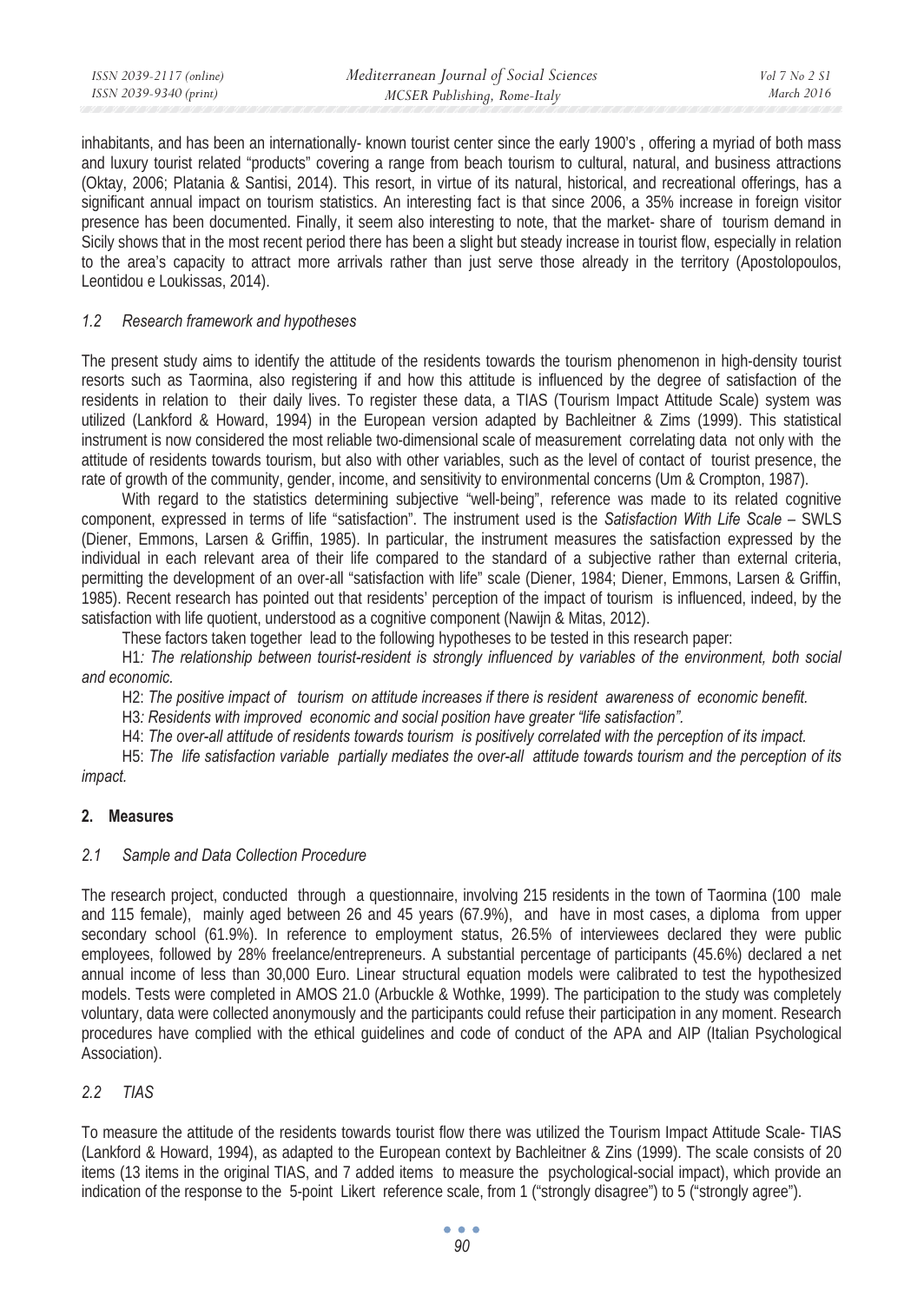inhabitants, and has been an internationally- known tourist center since the early 1900's , offering a myriad of both mass and luxury tourist related "products" covering a range from beach tourism to cultural, natural, and business attractions (Oktay, 2006; Platania & Santisi, 2014). This resort, in virtue of its natural, historical, and recreational offerings, has a significant annual impact on tourism statistics. An interesting fact is that since 2006, a 35% increase in foreign visitor presence has been documented. Finally, it seem also interesting to note, that the market- share of tourism demand in Sicily shows that in the most recent period there has been a slight but steady increase in tourist flow, especially in relation to the area's capacity to attract more arrivals rather than just serve those already in the territory (Apostolopoulos, Leontidou e Loukissas, 2014).

### *1.2 Research framework and hypotheses*

The present study aims to identify the attitude of the residents towards the tourism phenomenon in high-density tourist resorts such as Taormina, also registering if and how this attitude is influenced by the degree of satisfaction of the residents in relation to their daily lives. To register these data, a TIAS (Tourism Impact Attitude Scale) system was utilized (Lankford & Howard, 1994) in the European version adapted by Bachleitner & Zims (1999). This statistical instrument is now considered the most reliable two-dimensional scale of measurement correlating data not only with the attitude of residents towards tourism, but also with other variables, such as the level of contact of tourist presence, the rate of growth of the community, gender, income, and sensitivity to environmental concerns (Um & Crompton, 1987).

With regard to the statistics determining subjective "well-being", reference was made to its related cognitive component, expressed in terms of life "satisfaction". The instrument used is the *Satisfaction With Life Scale* – SWLS (Diener, Emmons, Larsen & Griffin, 1985). In particular, the instrument measures the satisfaction expressed by the individual in each relevant area of their life compared to the standard of a subjective rather than external criteria, permitting the development of an over-all "satisfaction with life" scale (Diener, 1984; Diener, Emmons, Larsen & Griffin, 1985). Recent research has pointed out that residents' perception of the impact of tourism is influenced, indeed, by the satisfaction with life quotient, understood as a cognitive component (Nawijn & Mitas, 2012).

These factors taken together lead to the following hypotheses to be tested in this research paper:

H1*: The relationship between tourist-resident is strongly influenced by variables of the environment, both social and economic.*

H2: *The positive impact of tourism on attitude increases if there is resident awareness of economic benefit.*

H3*: Residents with improved economic and social position have greater "life satisfaction".*

H4: *The over-all attitude of residents towards tourism is positively correlated with the perception of its impact.*

H5: *The life satisfaction variable partially mediates the over-all attitude towards tourism and the perception of its impact.*

## 2. Measures

### *2.1 Sample and Data Collection Procedure*

The research project, conducted through a questionnaire, involving 215 residents in the town of Taormina (100 male and 115 female), mainly aged between 26 and 45 years (67.9%), and have in most cases, a diploma from upper secondary school (61.9%). In reference to employment status, 26.5% of interviewees declared they were public employees, followed by 28% freelance/entrepreneurs. A substantial percentage of participants (45.6%) declared a net annual income of less than 30,000 Euro. Linear structural equation models were calibrated to test the hypothesized models. Tests were completed in AMOS 21.0 (Arbuckle & Wothke, 1999). The participation to the study was completely voluntary, data were collected anonymously and the participants could refuse their participation in any moment. Research procedures have complied with the ethical guidelines and code of conduct of the APA and AIP (Italian Psychological Association).

### *2.2 TIAS*

To measure the attitude of the residents towards tourist flow there was utilized the Tourism Impact Attitude Scale- TIAS (Lankford & Howard, 1994), as adapted to the European context by Bachleitner & Zins (1999). The scale consists of 20 items (13 items in the original TIAS, and 7 added items to measure the psychological-social impact), which provide an indication of the response to the 5-point Likert reference scale, from 1 ("strongly disagree") to 5 ("strongly agree").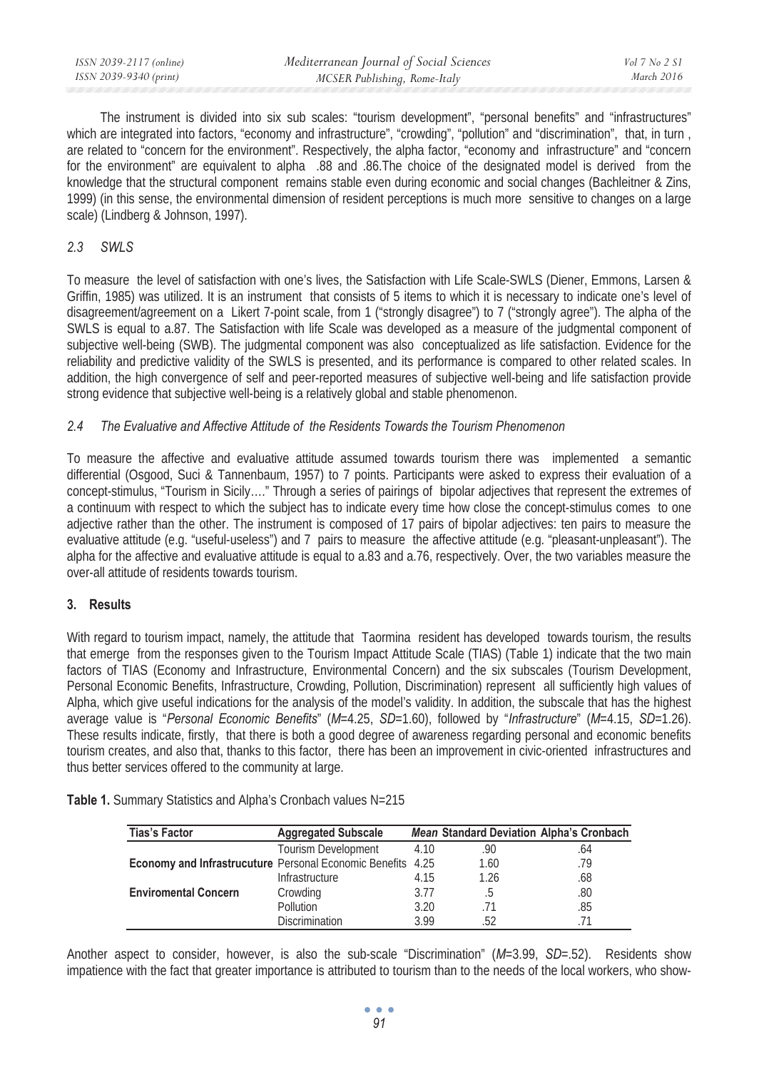The instrument is divided into six sub scales: "tourism development", "personal benefits" and "infrastructures" which are integrated into factors, "economy and infrastructure", "crowding", "pollution" and "discrimination", that, in turn , are related to "concern for the environment". Respectively, the alpha factor, "economy and infrastructure" and "concern for the environment" are equivalent to alpha .88 and .86.The choice of the designated model is derived from the knowledge that the structural component remains stable even during economic and social changes (Bachleitner & Zins, 1999) (in this sense, the environmental dimension of resident perceptions is much more sensitive to changes on a large scale) (Lindberg & Johnson, 1997).

### *2.3 SWLS*

To measure the level of satisfaction with one's lives, the Satisfaction with Life Scale-SWLS (Diener, Emmons, Larsen & Griffin, 1985) was utilized. It is an instrument that consists of 5 items to which it is necessary to indicate one's level of disagreement/agreement on a Likert 7-point scale, from 1 ("strongly disagree") to 7 ("strongly agree"). The alpha of the SWLS is equal to a.87. The Satisfaction with life Scale was developed as a measure of the judgmental component of subjective well-being (SWB). The judgmental component was also conceptualized as life satisfaction. Evidence for the reliability and predictive validity of the SWLS is presented, and its performance is compared to other related scales. In addition, the high convergence of self and peer-reported measures of subjective well-being and life satisfaction provide strong evidence that subjective well-being is a relatively global and stable phenomenon.

### *2.4 The Evaluative and Affective Attitude of the Residents Towards the Tourism Phenomenon*

To measure the affective and evaluative attitude assumed towards tourism there was implemented a semantic differential (Osgood, Suci & Tannenbaum, 1957) to 7 points. Participants were asked to express their evaluation of a concept-stimulus, "Tourism in Sicily…." Through a series of pairings of bipolar adjectives that represent the extremes of a continuum with respect to which the subject has to indicate every time how close the concept-stimulus comes to one adjective rather than the other. The instrument is composed of 17 pairs of bipolar adjectives: ten pairs to measure the evaluative attitude (e.g. "useful-useless") and 7 pairs to measure the affective attitude (e.g. "pleasant-unpleasant"). The alpha for the affective and evaluative attitude is equal to a.83 and a.76, respectively. Over, the two variables measure the over-all attitude of residents towards tourism.

## 3. Results

With regard to tourism impact, namely, the attitude that Taormina resident has developed towards tourism, the results that emerge from the responses given to the Tourism Impact Attitude Scale (TIAS) (Table 1) indicate that the two main factors of TIAS (Economy and Infrastructure, Environmental Concern) and the six subscales (Tourism Development, Personal Economic Benefits, Infrastructure, Crowding, Pollution, Discrimination) represent all sufficiently high values of Alpha, which give useful indications for the analysis of the model's validity. In addition, the subscale that has the highest average value is "*Personal Economic Benefits*" (*M*=4.25, *SD*=1.60), followed by "*Infrastructure*" (*M*=4.15, *SD*=1.26). These results indicate, firstly, that there is both a good degree of awareness regarding personal and economic benefits tourism creates, and also that, thanks to this factor, there has been an improvement in civic-oriented infrastructures and thus better services offered to the community at large.

**Table 1.** Summary Statistics and Alpha's Cronbach values N=215

| Tias's Factor | Aggregated Subscale | *Mean* | Standard Deviation | Alpha's Cronbach |
|---|---|---|---|---|
| | Tourism Development | 4.10 | .90 | .64 |
| **Economy and Infrastructure** | Personal Economic Benefits | 4.25 | 1.60 | .79 |
| | Infrastructure | 4.15 | 1.26 | .68 |
| **Enviromental Concern** | Crowding | 3.77 | .5 | .80 |
| | Pollution | 3.20 | .71 | .85 |
| | Discrimination | 3.99 | .52 | .71 |

Another aspect to consider, however, is also the sub-scale "Discrimination" (*M*=3.99, *SD*=.52). Residents show impatience with the fact that greater importance is attributed to tourism than to the needs of the local workers, who show-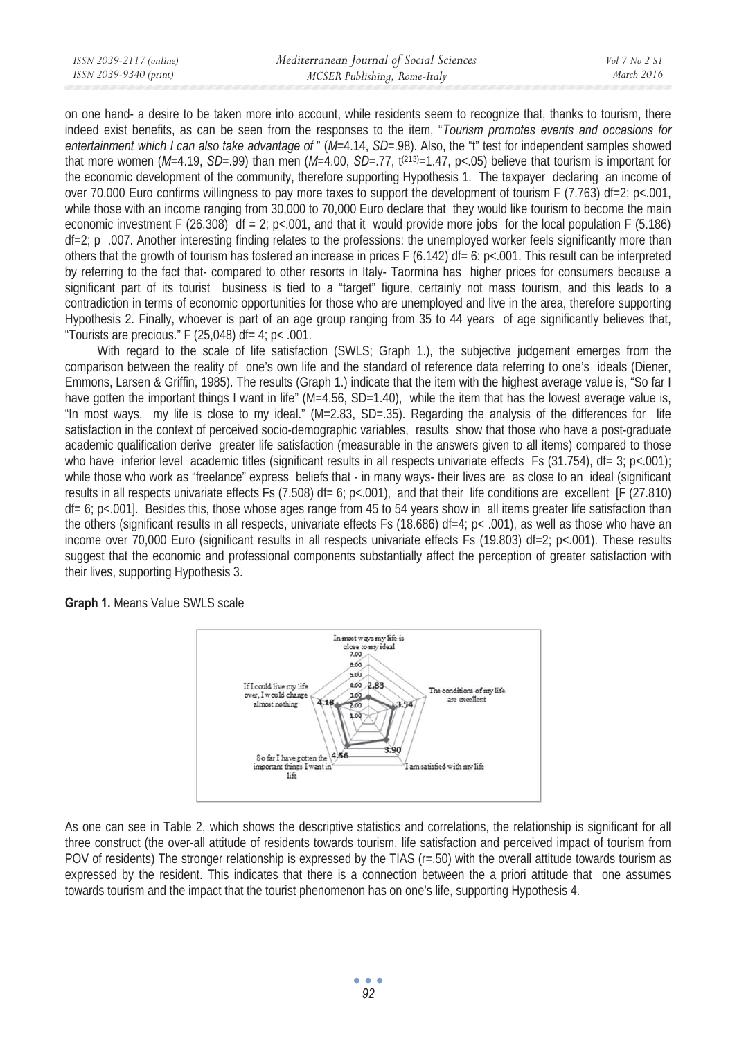on one hand- a desire to be taken more into account, while residents seem to recognize that, thanks to tourism, there indeed exist benefits, as can be seen from the responses to the item, "*Tourism promotes events and occasions for entertainment which I can also take advantage of* " (*M*=4.14, *SD*=.98). Also, the "t" test for independent samples showed that more women (*M*=4.19, *SD*=.99) than men (*M*=4.00, *SD*=.77, $t^{(213)}$=1.47, p<.05) believe that tourism is important for the economic development of the community, therefore supporting Hypothesis 1. The taxpayer declaring an income of over 70,000 Euro confirms willingness to pay more taxes to support the development of tourism F (7.763) df=2; p<.001, while those with an income ranging from 30,000 to 70,000 Euro declare that they would like tourism to become the main economic investment F (26.308) df = 2; p<.001, and that it would provide more jobs for the local population F (5.186) df=2; p .007. Another interesting finding relates to the professions: the unemployed worker feels significantly more than others that the growth of tourism has fostered an increase in prices F (6.142) df= 6: p<.001. This result can be interpreted by referring to the fact that- compared to other resorts in Italy- Taormina has higher prices for consumers because a significant part of its tourist business is tied to a "target" figure, certainly not mass tourism, and this leads to a contradiction in terms of economic opportunities for those who are unemployed and live in the area, therefore supporting Hypothesis 2. Finally, whoever is part of an age group ranging from 35 to 44 years of age significantly believes that, "Tourists are precious." F (25,048) df= 4; p< .001.

With regard to the scale of life satisfaction (SWLS; Graph 1.), the subjective judgement emerges from the comparison between the reality of one's own life and the standard of reference data referring to one's ideals (Diener, Emmons, Larsen & Griffin, 1985). The results (Graph 1.) indicate that the item with the highest average value is, "So far I have gotten the important things I want in life" (M=4.56, SD=1.40), while the item that has the lowest average value is, "In most ways, my life is close to my ideal." (M=2.83, SD=.35). Regarding the analysis of the differences for life satisfaction in the context of perceived socio-demographic variables, results show that those who have a post-graduate academic qualification derive greater life satisfaction (measurable in the answers given to all items) compared to those who have inferior level academic titles (significant results in all respects univariate effects Fs (31.754), df= 3; p<.001); while those who work as "freelance" express beliefs that - in many ways- their lives are as close to an ideal (significant results in all respects univariate effects Fs (7.508) df= 6; p<.001), and that their life conditions are excellent [F (27.810) df= 6; p<.001]. Besides this, those whose ages range from 45 to 54 years show in all items greater life satisfaction than the others (significant results in all respects, univariate effects Fs (18.686) df=4; p< .001), as well as those who have an income over 70,000 Euro (significant results in all respects univariate effects Fs (19.803) df=2; p<.001). These results suggest that the economic and professional components substantially affect the perception of greater satisfaction with their lives, supporting Hypothesis 3.

**Graph 1.** Means Value SWLS scale

| Item | Mean |
|---|---|
| In most ways my life is close to my ideal | 2.83 |
| The conditions of my life are excellent | 3.54 |
| I am satisfied with my life | 3.90 |
| So far I have gotten the important things I want in life | 4.56 |
| If I could live my life over, I would change almost nothing | 4.18 |

As one can see in Table 2, which shows the descriptive statistics and correlations, the relationship is significant for all three construct (the over-all attitude of residents towards tourism, life satisfaction and perceived impact of tourism from POV of residents) The stronger relationship is expressed by the TIAS (r=.50) with the overall attitude towards tourism as expressed by the resident. This indicates that there is a connection between the a priori attitude that one assumes towards tourism and the impact that the tourist phenomenon has on one's life, supporting Hypothesis 4.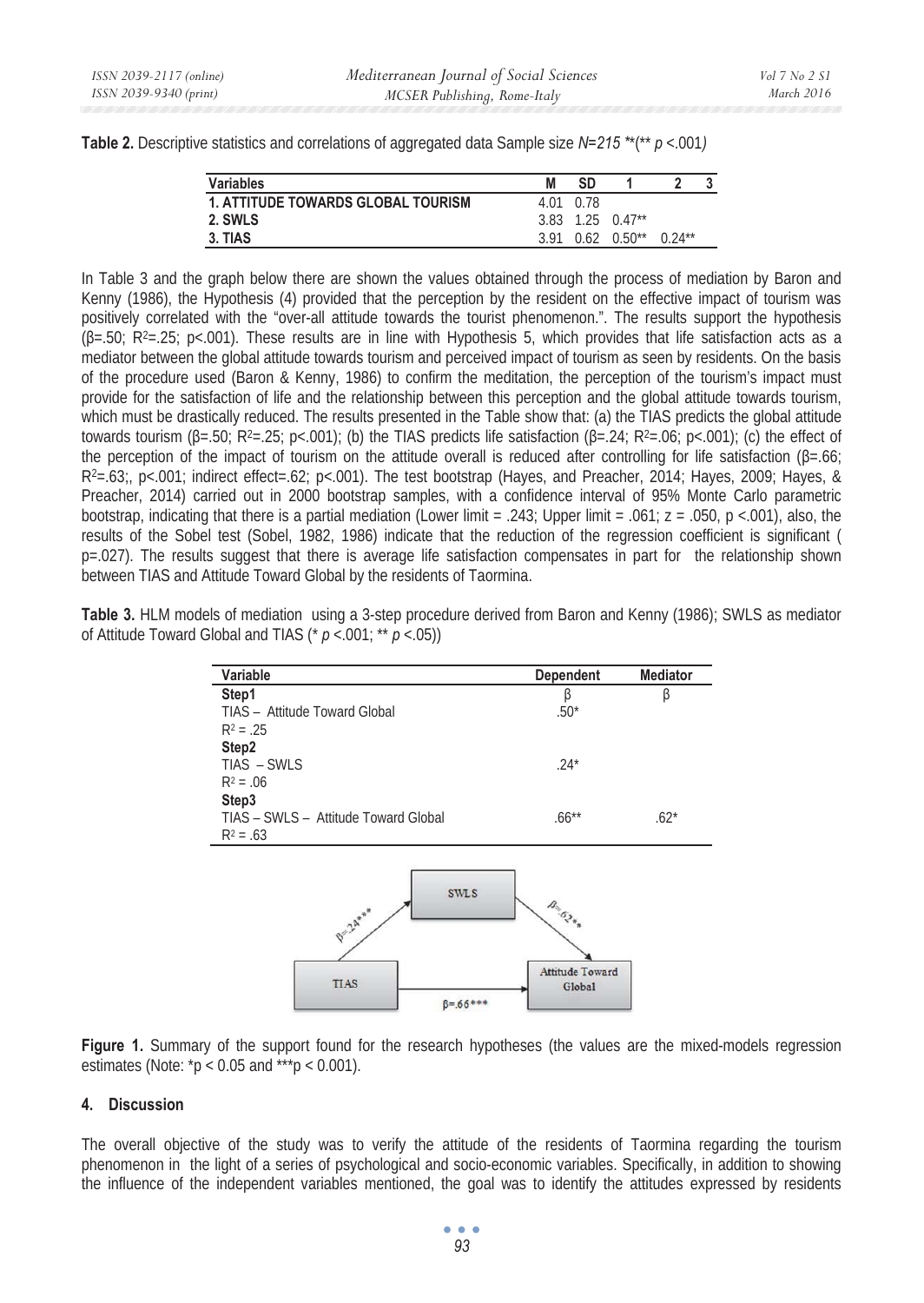**Table 2.** Descriptive statistics and correlations of aggregated data Sample size *N=215* **(** $p$ <.001*)*

| Variables | M | SD | 1 | 2 | 3 |
|---|---|---|---|---|---|
| **1. ATTITUDE TOWARDS GLOBAL TOURISM** | 4.01 | 0.78 | | | |
| **2. SWLS** | 3.83 | 1.25 | 0.47** | | |
| **3. TIAS** | 3.91 | 0.62 | 0.50** | 0.24** | |

In Table 3 and the graph below there are shown the values obtained through the process of mediation by Baron and Kenny (1986), the Hypothesis (4) provided that the perception by the resident on the effective impact of tourism was positively correlated with the "over-all attitude towards the tourist phenomenon.". The results support the hypothesis (β=.50; $R^2$=.25; p<.001). These results are in line with Hypothesis 5, which provides that life satisfaction acts as a mediator between the global attitude towards tourism and perceived impact of tourism as seen by residents. On the basis of the procedure used (Baron & Kenny, 1986) to confirm the meditation, the perception of the tourism's impact must provide for the satisfaction of life and the relationship between this perception and the global attitude towards tourism, which must be drastically reduced. The results presented in the Table show that: (a) the TIAS predicts the global attitude towards tourism (β=.50; $R^2$=.25; p<.001); (b) the TIAS predicts life satisfaction (β=.24; $R^2$=.06; p<.001); (c) the effect of the perception of the impact of tourism on the attitude overall is reduced after controlling for life satisfaction (β=.66; $R^2$=.63;, p<.001; indirect effect=.62; p<.001). The test bootstrap (Hayes, and Preacher, 2014; Hayes, 2009; Hayes, & Preacher, 2014) carried out in 2000 bootstrap samples, with a confidence interval of 95% Monte Carlo parametric bootstrap, indicating that there is a partial mediation (Lower limit = .243; Upper limit = .061; z = .050, p <.001), also, the results of the Sobel test (Sobel, 1982, 1986) indicate that the reduction of the regression coefficient is significant ( p=.027). The results suggest that there is average life satisfaction compensates in part for the relationship shown between TIAS and Attitude Toward Global by the residents of Taormina.

**Table 3.** HLM models of mediation using a 3-step procedure derived from Baron and Kenny (1986); SWLS as mediator of Attitude Toward Global and TIAS (* $p$ <.001; ** $p$ <.05))

| Variable | Dependent | Mediator |
|---|---|---|
| **Step1** | β | β |
| TIAS – Attitude Toward Global | .50* | |
| $R^2$ = .25 | | |
| **Step2** | | |
| TIAS – SWLS | .24* | |
| $R^2$ = .06 | | |
| **Step3** | | |
| TIAS – SWLS – Attitude Toward Global | .66** | .62* |
| $R^2$ = .63 | | |

**Figure 1.** Summary of the support found for the research hypotheses (the values are the mixed-models regression estimates (Note: *p < 0.05 and ***p < 0.001).

## 4. Discussion

The overall objective of the study was to verify the attitude of the residents of Taormina regarding the tourism phenomenon in the light of a series of psychological and socio-economic variables. Specifically, in addition to showing the influence of the independent variables mentioned, the goal was to identify the attitudes expressed by residents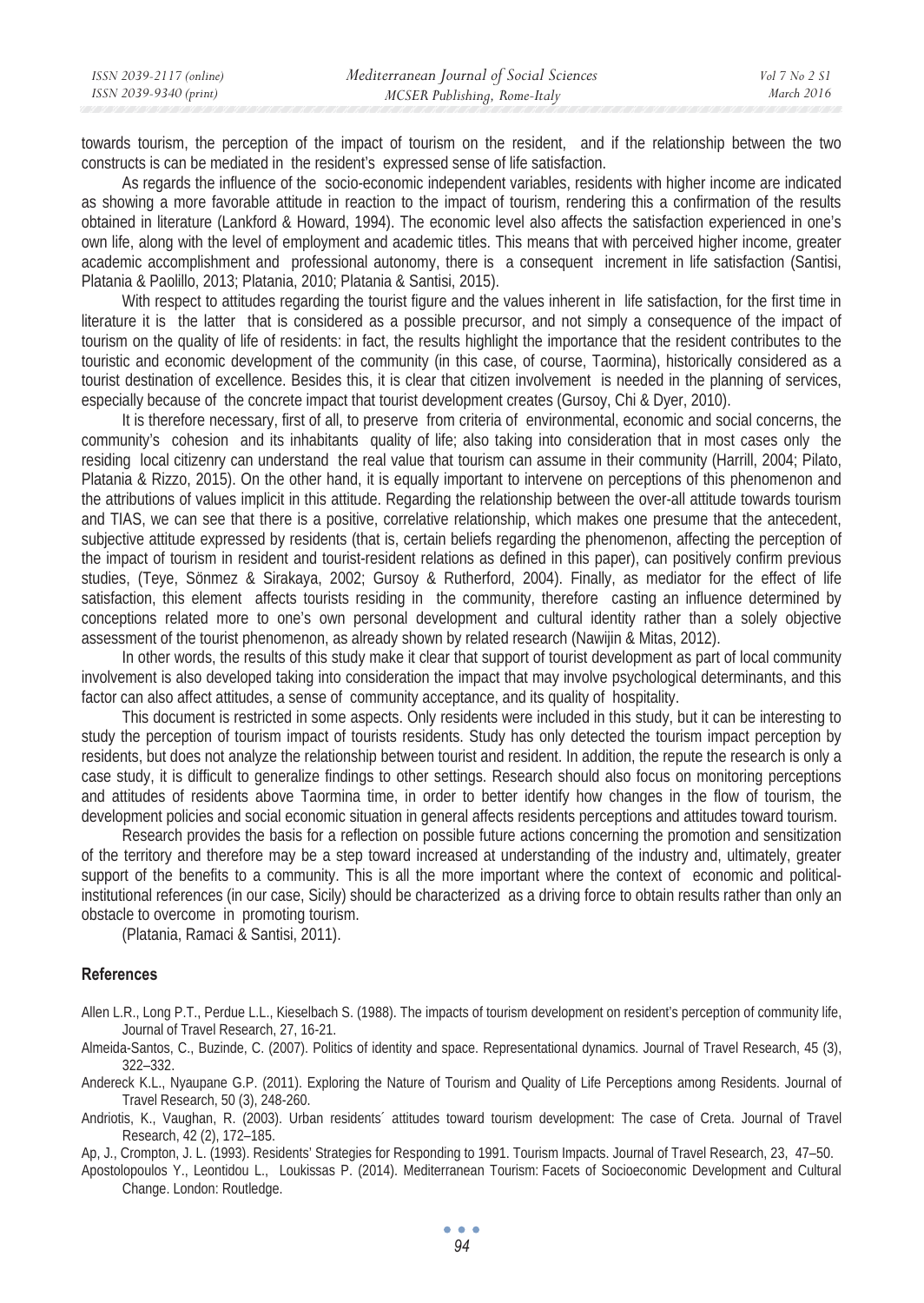towards tourism, the perception of the impact of tourism on the resident, and if the relationship between the two constructs is can be mediated in the resident's expressed sense of life satisfaction.

As regards the influence of the socio-economic independent variables, residents with higher income are indicated as showing a more favorable attitude in reaction to the impact of tourism, rendering this a confirmation of the results obtained in literature (Lankford & Howard, 1994). The economic level also affects the satisfaction experienced in one's own life, along with the level of employment and academic titles. This means that with perceived higher income, greater academic accomplishment and professional autonomy, there is a consequent increment in life satisfaction (Santisi, Platania & Paolillo, 2013; Platania, 2010; Platania & Santisi, 2015).

With respect to attitudes regarding the tourist figure and the values inherent in life satisfaction, for the first time in literature it is the latter that is considered as a possible precursor, and not simply a consequence of the impact of tourism on the quality of life of residents: in fact, the results highlight the importance that the resident contributes to the touristic and economic development of the community (in this case, of course, Taormina), historically considered as a tourist destination of excellence. Besides this, it is clear that citizen involvement is needed in the planning of services, especially because of the concrete impact that tourist development creates (Gursoy, Chi & Dyer, 2010).

It is therefore necessary, first of all, to preserve from criteria of environmental, economic and social concerns, the community's cohesion and its inhabitants quality of life; also taking into consideration that in most cases only the residing local citizenry can understand the real value that tourism can assume in their community (Harrill, 2004; Pilato, Platania & Rizzo, 2015). On the other hand, it is equally important to intervene on perceptions of this phenomenon and the attributions of values implicit in this attitude. Regarding the relationship between the over-all attitude towards tourism and TIAS, we can see that there is a positive, correlative relationship, which makes one presume that the antecedent, subjective attitude expressed by residents (that is, certain beliefs regarding the phenomenon, affecting the perception of the impact of tourism in resident and tourist-resident relations as defined in this paper), can positively confirm previous studies, (Teye, Sönmez & Sirakaya, 2002; Gursoy & Rutherford, 2004). Finally, as mediator for the effect of life satisfaction, this element affects tourists residing in the community, therefore casting an influence determined by conceptions related more to one's own personal development and cultural identity rather than a solely objective assessment of the tourist phenomenon, as already shown by related research (Nawijin & Mitas, 2012).

In other words, the results of this study make it clear that support of tourist development as part of local community involvement is also developed taking into consideration the impact that may involve psychological determinants, and this factor can also affect attitudes, a sense of community acceptance, and its quality of hospitality.

This document is restricted in some aspects. Only residents were included in this study, but it can be interesting to study the perception of tourism impact of tourists residents. Study has only detected the tourism impact perception by residents, but does not analyze the relationship between tourist and resident. In addition, the repute the research is only a case study, it is difficult to generalize findings to other settings. Research should also focus on monitoring perceptions and attitudes of residents above Taormina time, in order to better identify how changes in the flow of tourism, the development policies and social economic situation in general affects residents perceptions and attitudes toward tourism.

Research provides the basis for a reflection on possible future actions concerning the promotion and sensitization of the territory and therefore may be a step toward increased at understanding of the industry and, ultimately, greater support of the benefits to a community. This is all the more important where the context of economic and political-institutional references (in our case, Sicily) should be characterized as a driving force to obtain results rather than only an obstacle to overcome in promoting tourism.

(Platania, Ramaci & Santisi, 2011).

## References

Allen L.R., Long P.T., Perdue L.L., Kieselbach S. (1988). The impacts of tourism development on resident's perception of community life, Journal of Travel Research, 27, 16-21.

Almeida-Santos, C., Buzinde, C. (2007). Politics of identity and space. Representational dynamics. Journal of Travel Research, 45 (3), 322–332.

Andereck K.L., Nyaupane G.P. (2011). Exploring the Nature of Tourism and Quality of Life Perceptions among Residents. Journal of Travel Research, 50 (3), 248-260.

Andriotis, K., Vaughan, R. (2003). Urban residents´ attitudes toward tourism development: The case of Creta. Journal of Travel Research, 42 (2), 172–185.

Ap, J., Crompton, J. L. (1993). Residents' Strategies for Responding to 1991. Tourism Impacts. Journal of Travel Research, 23, 47–50.

Apostolopoulos Y., Leontidou L., Loukissas P. (2014). Mediterranean Tourism: Facets of Socioeconomic Development and Cultural Change. London: Routledge.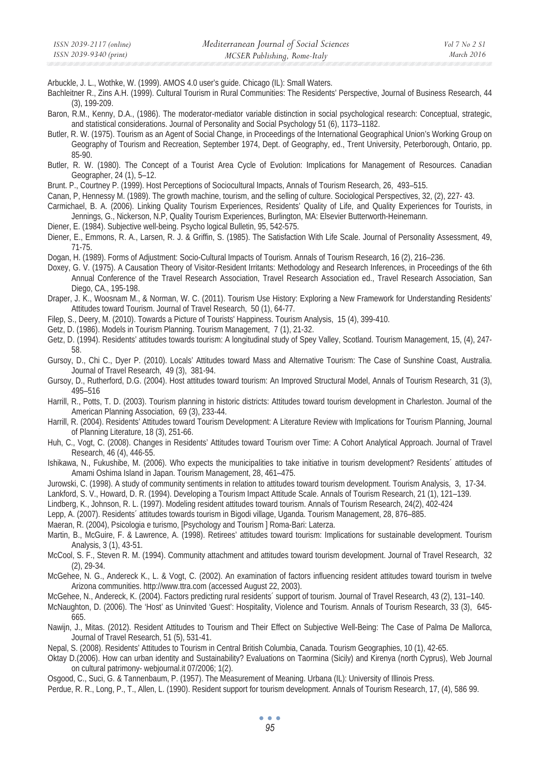Arbuckle, J. L., Wothke, W. (1999). AMOS 4.0 user's guide. Chicago (IL): Small Waters.

Bachleitner R., Zins A.H. (1999). Cultural Tourism in Rural Communities: The Residents' Perspective, Journal of Business Research, 44 (3), 199-209.

Baron, R.M., Kenny, D.A., (1986). The moderator-mediator variable distinction in social psychological research: Conceptual, strategic, and statistical considerations. Journal of Personality and Social Psychology 51 (6), 1173–1182.

Butler, R. W. (1975). Tourism as an Agent of Social Change, in Proceedings of the International Geographical Union's Working Group on Geography of Tourism and Recreation, September 1974, Dept. of Geography, ed., Trent University, Peterborough, Ontario, pp. 85-90.

Butler, R. W. (1980). The Concept of a Tourist Area Cycle of Evolution: Implications for Management of Resources. Canadian Geographer, 24 (1), 5–12.

Brunt. P., Courtney P. (1999). Host Perceptions of Sociocultural Impacts, Annals of Tourism Research, 26, 493–515.

Canan, P, Hennessy M. (1989). The growth machine, tourism, and the selling of culture. Sociological Perspectives, 32, (2), 227- 43.

Carmichael, B. A. (2006). Linking Quality Tourism Experiences, Residents' Quality of Life, and Quality Experiences for Tourists, in Jennings, G., Nickerson, N.P, Quality Tourism Experiences, Burlington, MA: Elsevier Butterworth-Heinemann.

Diener, E. (1984). Subjective well-being. Psycho logical Bulletin, 95, 542-575.

Diener, E., Emmons, R. A., Larsen, R. J. & Griffin, S. (1985). The Satisfaction With Life Scale. Journal of Personality Assessment, 49, 71-75.

Dogan, H. (1989). Forms of Adjustment: Socio-Cultural Impacts of Tourism. Annals of Tourism Research, 16 (2), 216–236.

Doxey, G. V. (1975). A Causation Theory of Visitor-Resident Irritants: Methodology and Research Inferences, in Proceedings of the 6th Annual Conference of the Travel Research Association, Travel Research Association ed., Travel Research Association, San Diego, CA., 195-198.

Draper, J. K., Woosnam M., & Norman, W. C. (2011). Tourism Use History: Exploring a New Framework for Understanding Residents' Attitudes toward Tourism. Journal of Travel Research, 50 (1), 64-77.

Filep, S., Deery, M. (2010). Towards a Picture of Tourists' Happiness. Tourism Analysis, 15 (4), 399-410.

Getz, D. (1986). Models in Tourism Planning. Tourism Management, 7 (1), 21-32.

Getz, D. (1994). Residents' attitudes towards tourism: A longitudinal study of Spey Valley, Scotland. Tourism Management, 15, (4), 247-58.

Gursoy, D., Chi C., Dyer P. (2010). Locals' Attitudes toward Mass and Alternative Tourism: The Case of Sunshine Coast, Australia. Journal of Travel Research, 49 (3), 381-94.

Gursoy, D., Rutherford, D.G. (2004). Host attitudes toward tourism: An Improved Structural Model, Annals of Tourism Research, 31 (3), 495–516

Harrill, R., Potts, T. D. (2003). Tourism planning in historic districts: Attitudes toward tourism development in Charleston. Journal of the American Planning Association, 69 (3), 233-44.

Harrill, R. (2004). Residents' Attitudes toward Tourism Development: A Literature Review with Implications for Tourism Planning, Journal of Planning Literature, 18 (3), 251-66.

Huh, C., Vogt, C. (2008). Changes in Residents' Attitudes toward Tourism over Time: A Cohort Analytical Approach. Journal of Travel Research, 46 (4), 446-55.

Ishikawa, N., Fukushibe, M. (2006). Who expects the municipalities to take initiative in tourism development? Residents´ attitudes of Amami Oshima Island in Japan. Tourism Management, 28, 461–475.

Jurowski, C. (1998). A study of community sentiments in relation to attitudes toward tourism development. Tourism Analysis, 3, 17-34.

Lankford, S. V., Howard, D. R. (1994). Developing a Tourism Impact Attitude Scale. Annals of Tourism Research, 21 (1), 121–139.

Lindberg, K., Johnson, R. L. (1997). Modeling resident attitudes toward tourism. Annals of Tourism Research, 24(2), 402-424

Lepp, A. (2007). Residents´ attitudes towards tourism in Bigodi village, Uganda. Tourism Management, 28, 876–885.

Maeran, R. (2004), Psicologia e turismo, [Psychology and Tourism ] Roma-Bari: Laterza.

Martin, B., McGuire, F. & Lawrence, A. (1998). Retirees' attitudes toward tourism: Implications for sustainable development. Tourism Analysis, 3 (1), 43-51.

McCool, S. F., Steven R. M. (1994). Community attachment and attitudes toward tourism development. Journal of Travel Research, 32 (2), 29-34.

McGehee, N. G., Andereck K., L. & Vogt, C. (2002). An examination of factors influencing resident attitudes toward tourism in twelve Arizona communities. http://www.ttra.com (accessed August 22, 2003).

McGehee, N., Andereck, K. (2004). Factors predicting rural residents´ support of tourism. Journal of Travel Research, 43 (2), 131–140.

McNaughton, D. (2006). The 'Host' as Uninvited 'Guest': Hospitality, Violence and Tourism. Annals of Tourism Research, 33 (3), 645-665.

Nawijn, J., Mitas. (2012). Resident Attitudes to Tourism and Their Effect on Subjective Well-Being: The Case of Palma De Mallorca, Journal of Travel Research, 51 (5), 531-41.

Nepal, S. (2008). Residents' Attitudes to Tourism in Central British Columbia, Canada. Tourism Geographies, 10 (1), 42-65.

Oktay D.(2006). How can urban identity and Sustainability? Evaluations on Taormina (Sicily) and Kirenya (north Cyprus), Web Journal on cultural patrimony- webjournal.it 07/2006; 1(2).

Osgood, C., Suci, G. & Tannenbaum, P. (1957). The Measurement of Meaning. Urbana (IL): University of Illinois Press.

Perdue, R. R., Long, P., T., Allen, L. (1990). Resident support for tourism development. Annals of Tourism Research, 17, (4), 586 99.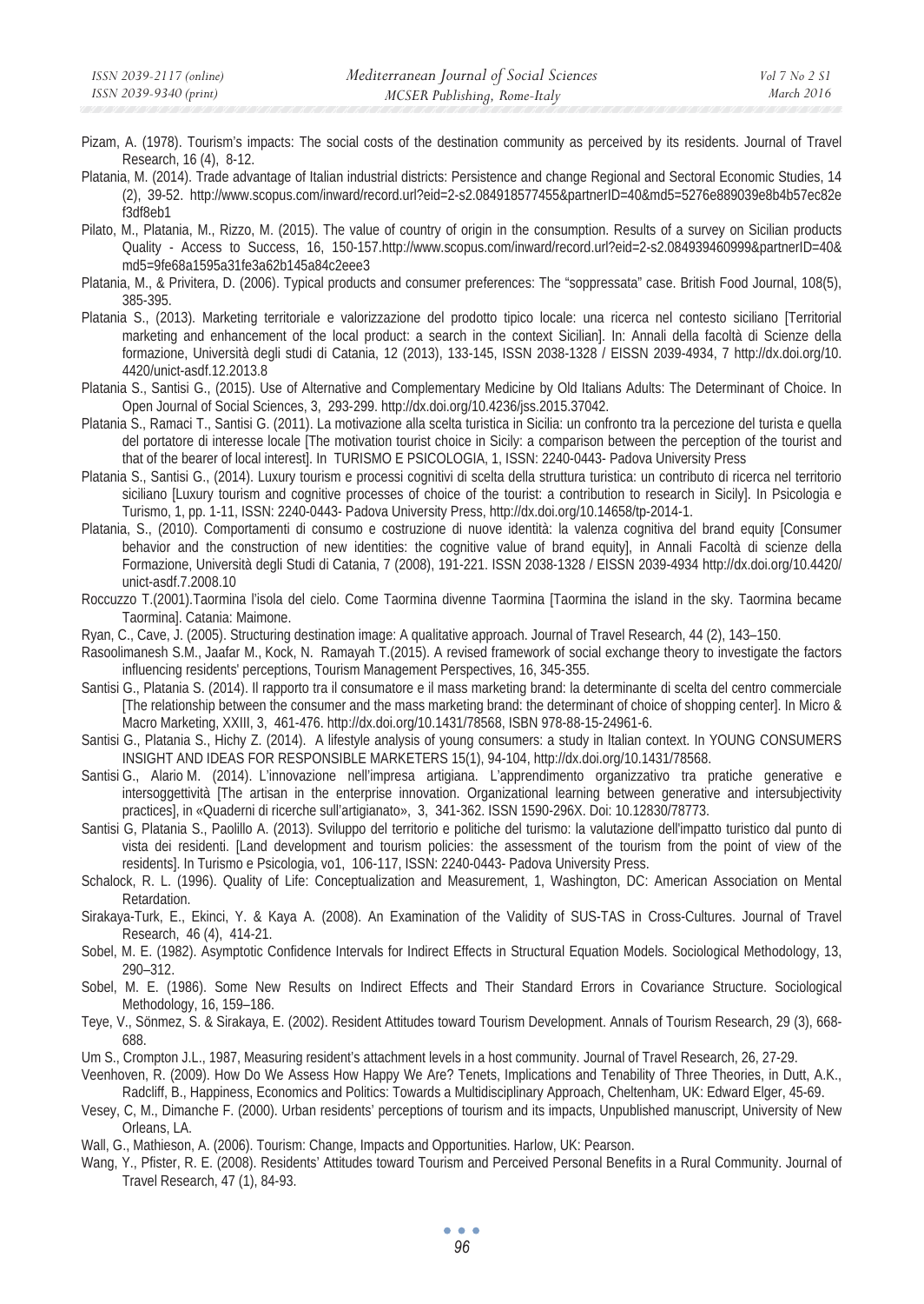Pizam, A. (1978). Tourism's impacts: The social costs of the destination community as perceived by its residents. Journal of Travel Research, 16 (4), 8-12.

Platania, M. (2014). Trade advantage of Italian industrial districts: Persistence and change Regional and Sectoral Economic Studies, 14 (2), 39-52. http://www.scopus.com/inward/record.url?eid=2-s2.084918577455&partnerID=40&md5=5276e889039e8b4b57ec82ef3df8eb1

Pilato, M., Platania, M., Rizzo, M. (2015). The value of country of origin in the consumption. Results of a survey on Sicilian products Quality - Access to Success, 16, 150-157.http://www.scopus.com/inward/record.url?eid=2-s2.084939460999&partnerID=40&md5=9fe68a1595a31fe3a62b145a84c2eee3

Platania, M., & Privitera, D. (2006). Typical products and consumer preferences: The "soppressata" case. British Food Journal, 108(5), 385-395.

Platania S., (2013). Marketing territoriale e valorizzazione del prodotto tipico locale: una ricerca nel contesto siciliano [Territorial marketing and enhancement of the local product: a search in the context Sicilian]. In: Annali della facoltà di Scienze della formazione, Università degli studi di Catania, 12 (2013), 133-145, ISSN 2038-1328 / EISSN 2039-4934, 7 http://dx.doi.org/10.4420/unict-asdf.12.2013.8

Platania S., Santisi G., (2015). Use of Alternative and Complementary Medicine by Old Italians Adults: The Determinant of Choice. In Open Journal of Social Sciences, 3, 293-299. http://dx.doi.org/10.4236/jss.2015.37042.

Platania S., Ramaci T., Santisi G. (2011). La motivazione alla scelta turistica in Sicilia: un confronto tra la percezione del turista e quella del portatore di interesse locale [The motivation tourist choice in Sicily: a comparison between the perception of the tourist and that of the bearer of local interest]. In TURISMO E PSICOLOGIA, 1, ISSN: 2240-0443- Padova University Press

Platania S., Santisi G., (2014). Luxury tourism e processi cognitivi di scelta della struttura turistica: un contributo di ricerca nel territorio siciliano [Luxury tourism and cognitive processes of choice of the tourist: a contribution to research in Sicily]. In Psicologia e Turismo, 1, pp. 1-11, ISSN: 2240-0443- Padova University Press, http://dx.doi.org/10.14658/tp-2014-1.

Platania, S., (2010). Comportamenti di consumo e costruzione di nuove identità: la valenza cognitiva del brand equity [Consumer behavior and the construction of new identities: the cognitive value of brand equity], in Annali Facoltà di scienze della Formazione, Università degli Studi di Catania, 7 (2008), 191-221. ISSN 2038-1328 / EISSN 2039-4934 http://dx.doi.org/10.4420/unict-asdf.7.2008.10

Roccuzzo T.(2001).Taormina l'isola del cielo. Come Taormina divenne Taormina [Taormina the island in the sky. Taormina became Taormina]. Catania: Maimone.

Ryan, C., Cave, J. (2005). Structuring destination image: A qualitative approach. Journal of Travel Research, 44 (2), 143–150.

Rasoolimanesh S.M., Jaafar M., Kock, N. Ramayah T.(2015). A revised framework of social exchange theory to investigate the factors influencing residents' perceptions, Tourism Management Perspectives, 16, 345-355.

Santisi G., Platania S. (2014). Il rapporto tra il consumatore e il mass marketing brand: la determinante di scelta del centro commerciale [The relationship between the consumer and the mass marketing brand: the determinant of choice of shopping center]. In Micro & Macro Marketing, XXIII, 3, 461-476. http://dx.doi.org/10.1431/78568, ISBN 978-88-15-24961-6.

Santisi G., Platania S., Hichy Z. (2014). A lifestyle analysis of young consumers: a study in Italian context. In YOUNG CONSUMERS INSIGHT AND IDEAS FOR RESPONSIBLE MARKETERS 15(1), 94-104, http://dx.doi.org/10.1431/78568.

Santisi G., Alario M. (2014). L'innovazione nell'impresa artigiana. L'apprendimento organizzativo tra pratiche generative e intersoggettività [The artisan in the enterprise innovation. Organizational learning between generative and intersubjectivity practices], in «Quaderni di ricerche sull'artigianato», 3, 341-362. ISSN 1590-296X. Doi: 10.12830/78773.

Santisi G, Platania S., Paolillo A. (2013). Sviluppo del territorio e politiche del turismo: la valutazione dell'impatto turistico dal punto di vista dei residenti. [Land development and tourism policies: the assessment of the tourism from the point of view of the residents]. In Turismo e Psicologia, vo1, 106-117, ISSN: 2240-0443- Padova University Press.

Schalock, R. L. (1996). Quality of Life: Conceptualization and Measurement, 1, Washington, DC: American Association on Mental Retardation.

Sirakaya-Turk, E., Ekinci, Y. & Kaya A. (2008). An Examination of the Validity of SUS-TAS in Cross-Cultures. Journal of Travel Research, 46 (4), 414-21.

Sobel, M. E. (1982). Asymptotic Confidence Intervals for Indirect Effects in Structural Equation Models. Sociological Methodology, 13, 290–312.

Sobel, M. E. (1986). Some New Results on Indirect Effects and Their Standard Errors in Covariance Structure. Sociological Methodology, 16, 159–186.

Teye, V., Sönmez, S. & Sirakaya, E. (2002). Resident Attitudes toward Tourism Development. Annals of Tourism Research, 29 (3), 668-688.

Um S., Crompton J.L., 1987, Measuring resident's attachment levels in a host community. Journal of Travel Research, 26, 27-29.

Veenhoven, R. (2009). How Do We Assess How Happy We Are? Tenets, Implications and Tenability of Three Theories, in Dutt, A.K., Radcliff, B., Happiness, Economics and Politics: Towards a Multidisciplinary Approach, Cheltenham, UK: Edward Elger, 45-69.

Vesey, C, M., Dimanche F. (2000). Urban residents' perceptions of tourism and its impacts, Unpublished manuscript, University of New Orleans, LA.

Wall, G., Mathieson, A. (2006). Tourism: Change, Impacts and Opportunities. Harlow, UK: Pearson.

Wang, Y., Pfister, R. E. (2008). Residents' Attitudes toward Tourism and Perceived Personal Benefits in a Rural Community. Journal of Travel Research, 47 (1), 84-93.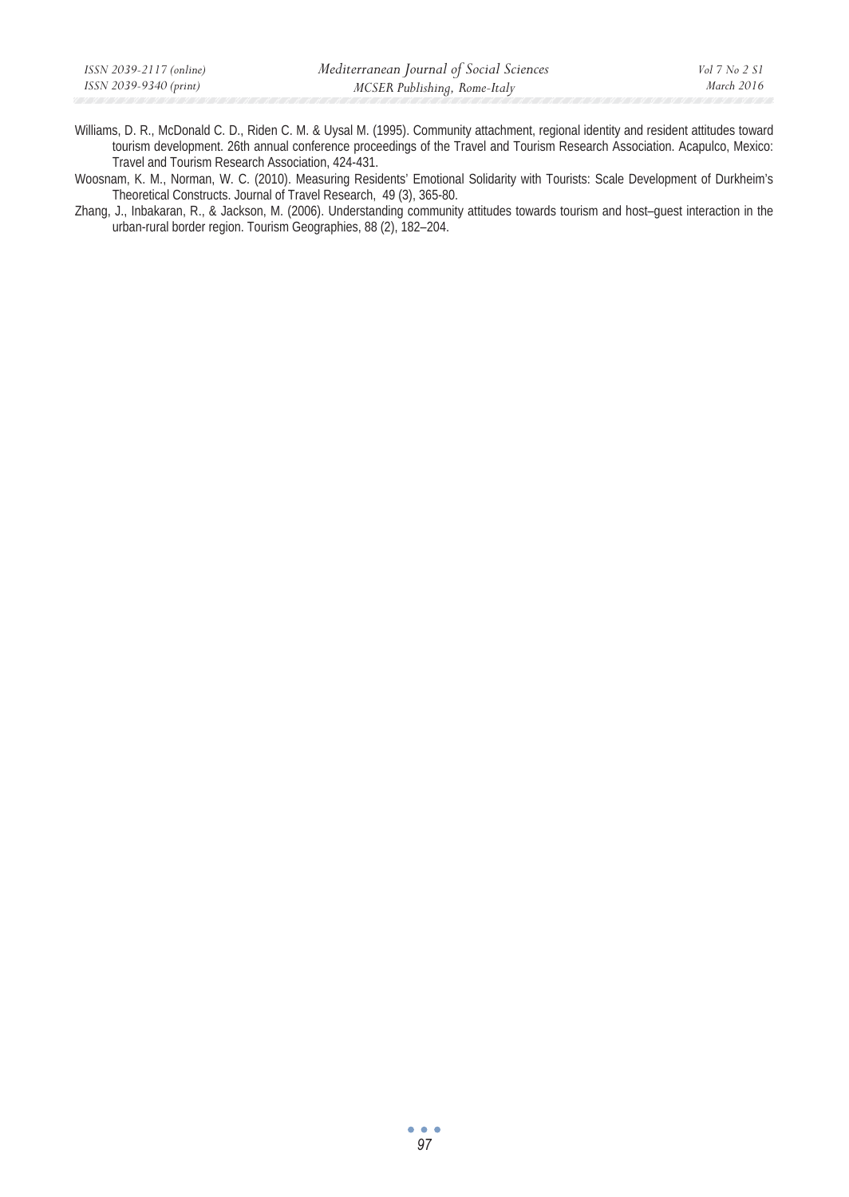Williams, D. R., McDonald C. D., Riden C. M. & Uysal M. (1995). Community attachment, regional identity and resident attitudes toward tourism development. 26th annual conference proceedings of the Travel and Tourism Research Association. Acapulco, Mexico: Travel and Tourism Research Association, 424-431.

Woosnam, K. M., Norman, W. C. (2010). Measuring Residents' Emotional Solidarity with Tourists: Scale Development of Durkheim's Theoretical Constructs. Journal of Travel Research, 49 (3), 365-80.

Zhang, J., Inbakaran, R., & Jackson, M. (2006). Understanding community attitudes towards tourism and host–guest interaction in the urban-rural border region. Tourism Geographies, 88 (2), 182–204.